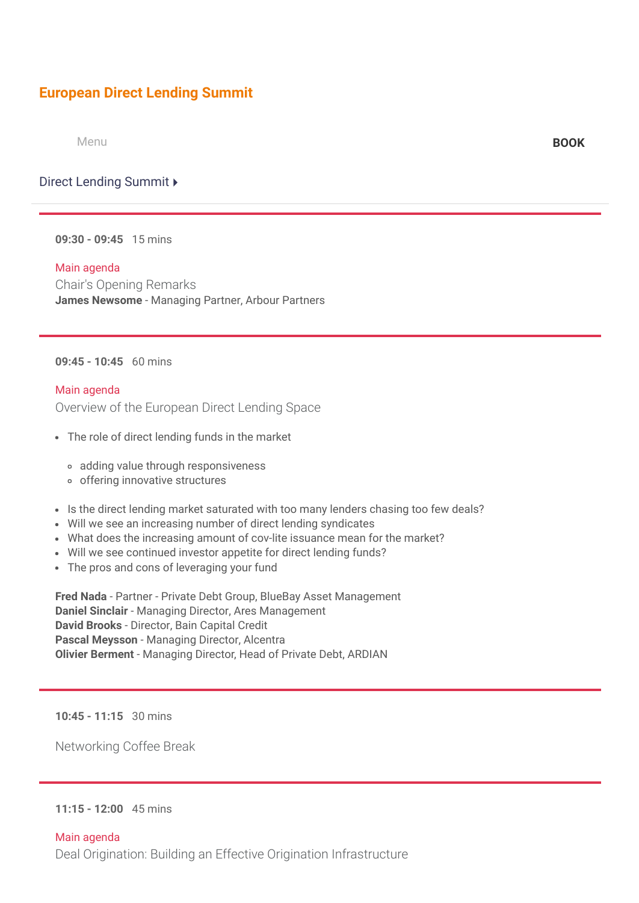# European Direct Lending Summit

Menu

**BOOK**

Direct Lending Summit ▸

---

**09:30 - 09:45** 15 mins

Main agenda

Chair's Opening Remarks

**James Newsome** - Managing Partner, Arbour Partners

---

**09:45 - 10:45** 60 mins

Main agenda

Overview of the European Direct Lending Space

- The role of direct lending funds in the market
  - adding value through responsiveness
  - offering innovative structures
- Is the direct lending market saturated with too many lenders chasing too few deals?
- Will we see an increasing number of direct lending syndicates
- What does the increasing amount of cov-lite issuance mean for the market?
- Will we see continued investor appetite for direct lending funds?
- The pros and cons of leveraging your fund

**Fred Nada** - Partner - Private Debt Group, BlueBay Asset Management
**Daniel Sinclair** - Managing Director, Ares Management
**David Brooks** - Director, Bain Capital Credit
**Pascal Meysson** - Managing Director, Alcentra
**Olivier Berment** - Managing Director, Head of Private Debt, ARDIAN

---

**10:45 - 11:15** 30 mins

Networking Coffee Break

---

**11:15 - 12:00** 45 mins

Main agenda

Deal Origination: Building an Effective Origination Infrastructure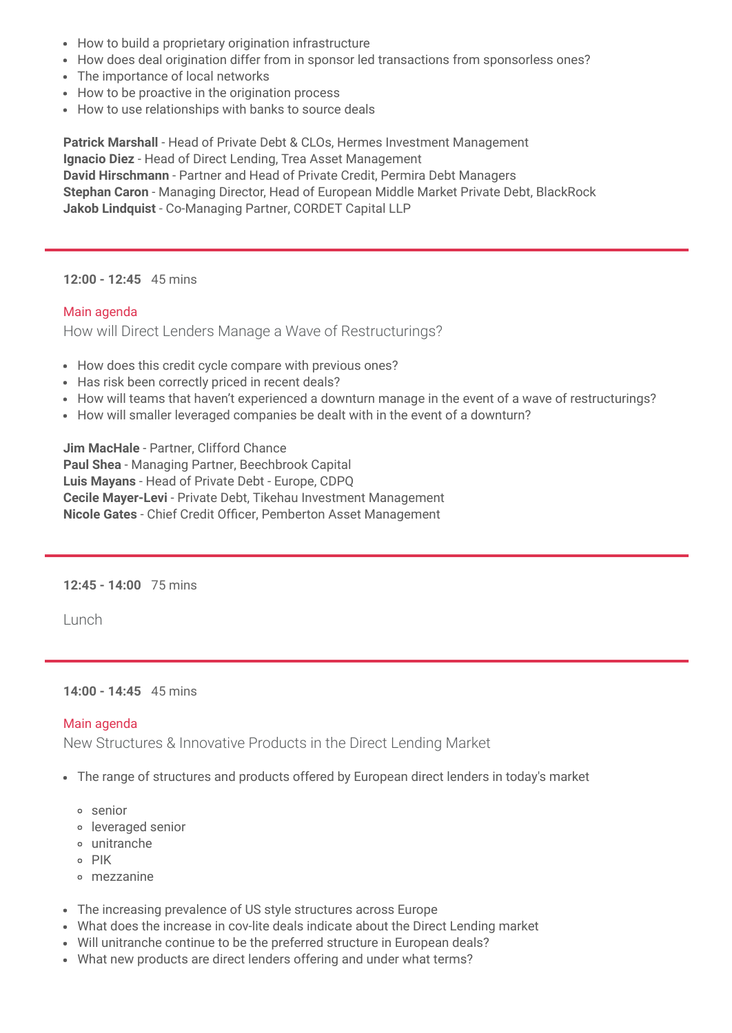- How to build a proprietary origination infrastructure
- How does deal origination differ from in sponsor led transactions from sponsorless ones?
- The importance of local networks
- How to be proactive in the origination process
- How to use relationships with banks to source deals

**Patrick Marshall** - Head of Private Debt & CLOs, Hermes Investment Management
**Ignacio Diez** - Head of Direct Lending, Trea Asset Management
**David Hirschmann** - Partner and Head of Private Credit, Permira Debt Managers
**Stephan Caron** - Managing Director, Head of European Middle Market Private Debt, BlackRock
**Jakob Lindquist** - Co-Managing Partner, CORDET Capital LLP

---

**12:00 - 12:45** 45 mins

Main agenda

## How will Direct Lenders Manage a Wave of Restructurings?

- How does this credit cycle compare with previous ones?
- Has risk been correctly priced in recent deals?
- How will teams that haven't experienced a downturn manage in the event of a wave of restructurings?
- How will smaller leveraged companies be dealt with in the event of a downturn?

**Jim MacHale** - Partner, Clifford Chance
**Paul Shea** - Managing Partner, Beechbrook Capital
**Luis Mayans** - Head of Private Debt - Europe, CDPQ
**Cecile Mayer-Levi** - Private Debt, Tikehau Investment Management
**Nicole Gates** - Chief Credit Officer, Pemberton Asset Management

---

**12:45 - 14:00** 75 mins

Lunch

---

**14:00 - 14:45** 45 mins

Main agenda

## New Structures & Innovative Products in the Direct Lending Market

- The range of structures and products offered by European direct lenders in today's market
  - senior
  - leveraged senior
  - unitranche
  - PIK
  - mezzanine
- The increasing prevalence of US style structures across Europe
- What does the increase in cov-lite deals indicate about the Direct Lending market
- Will unitranche continue to be the preferred structure in European deals?
- What new products are direct lenders offering and under what terms?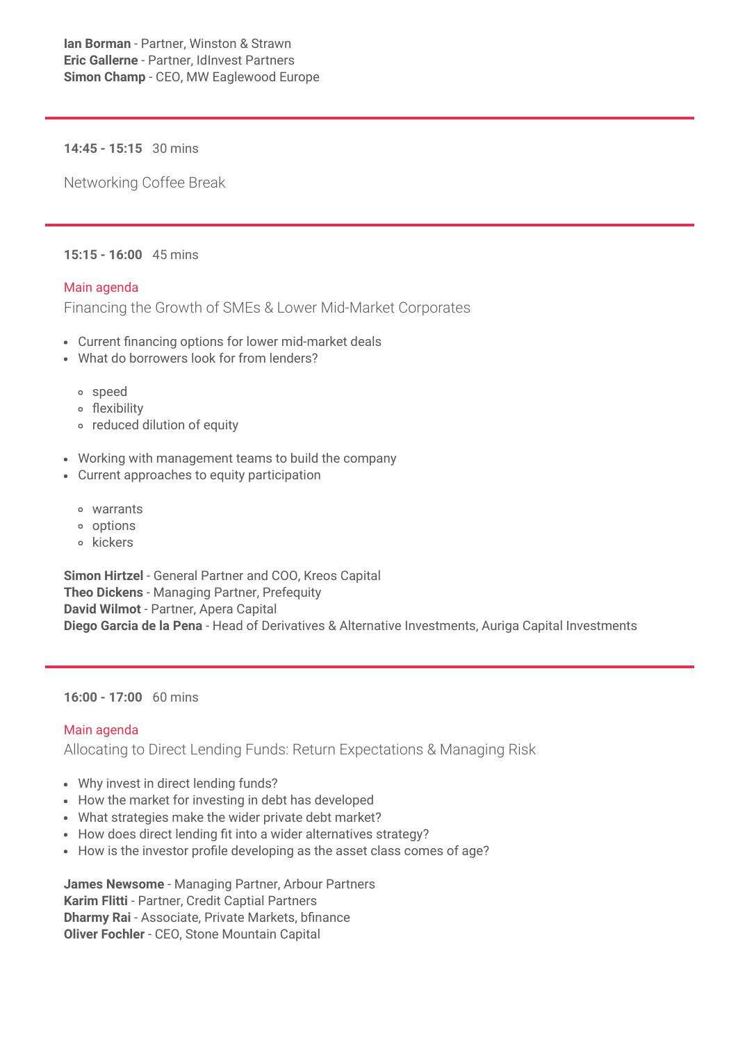**Ian Borman** - Partner, Winston & Strawn
**Eric Gallerne** - Partner, IdInvest Partners
**Simon Champ** - CEO, MW Eaglewood Europe

---

**14:45 - 15:15** 30 mins

Networking Coffee Break

---

**15:15 - 16:00** 45 mins

Main agenda

## Financing the Growth of SMEs & Lower Mid-Market Corporates

- Current financing options for lower mid-market deals
- What do borrowers look for from lenders?
  - speed
  - flexibility
  - reduced dilution of equity
- Working with management teams to build the company
- Current approaches to equity participation
  - warrants
  - options
  - kickers

**Simon Hirtzel** - General Partner and COO, Kreos Capital
**Theo Dickens** - Managing Partner, Prefequity
**David Wilmot** - Partner, Apera Capital
**Diego Garcia de la Pena** - Head of Derivatives & Alternative Investments, Auriga Capital Investments

---

**16:00 - 17:00** 60 mins

Main agenda

## Allocating to Direct Lending Funds: Return Expectations & Managing Risk

- Why invest in direct lending funds?
- How the market for investing in debt has developed
- What strategies make the wider private debt market?
- How does direct lending fit into a wider alternatives strategy?
- How is the investor profile developing as the asset class comes of age?

**James Newsome** - Managing Partner, Arbour Partners
**Karim Flitti** - Partner, Credit Captial Partners
**Dharmy Rai** - Associate, Private Markets, bfinance
**Oliver Fochler** - CEO, Stone Mountain Capital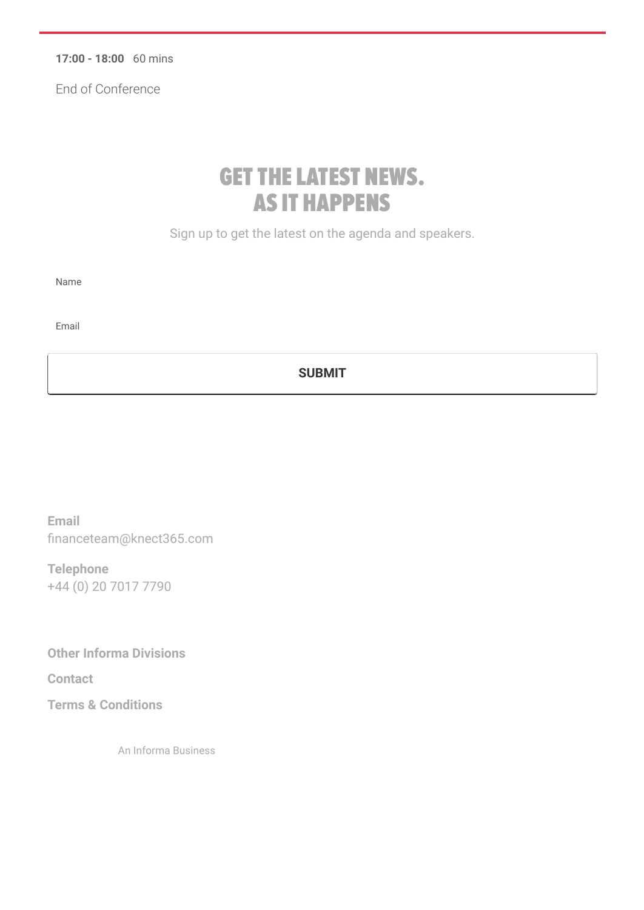**17:00 - 18:00** 60 mins

End of Conference

## GET THE LATEST NEWS. AS IT HAPPENS

Sign up to get the latest on the agenda and speakers.

Name

Email

**SUBMIT**

**Email**
financeteam@knect365.com

**Telephone**
+44 (0) 20 7017 7790

**Other Informa Divisions**

**Contact**

**Terms & Conditions**

An Informa Business